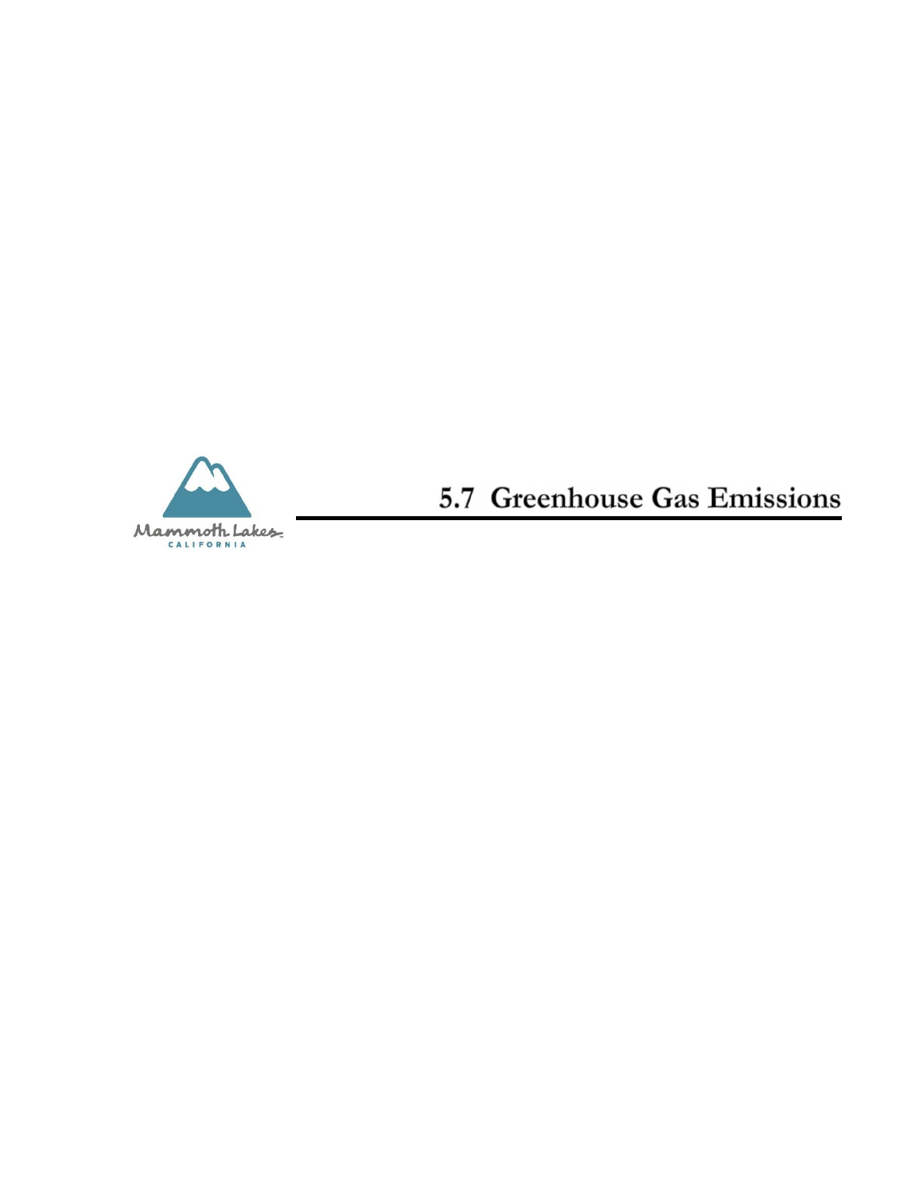# 5.7 Greenhouse Gas Emissions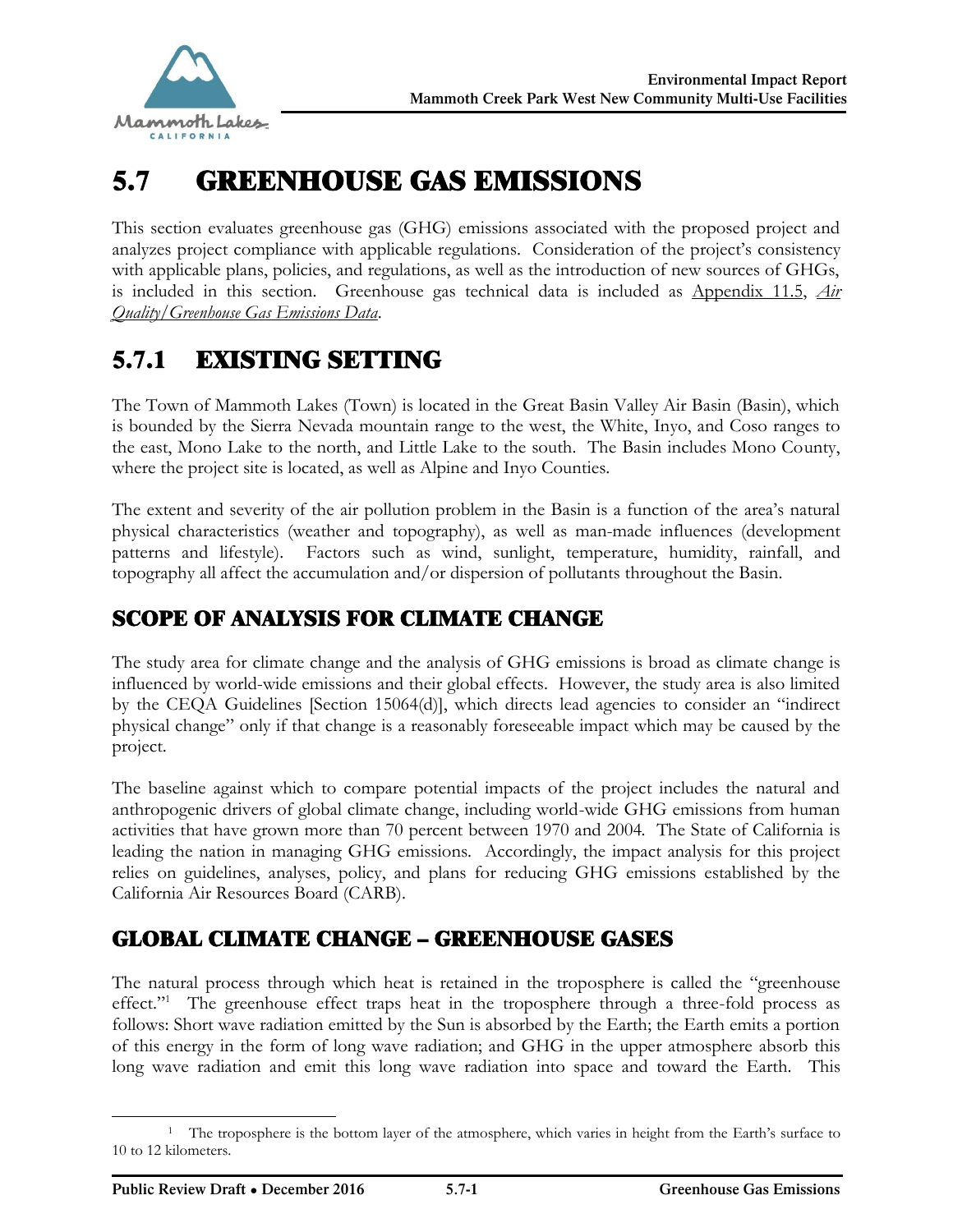# 5.7 GREENHOUSE GAS EMISSIONS

This section evaluates greenhouse gas (GHG) emissions associated with the proposed project and analyzes project compliance with applicable regulations. Consideration of the project's consistency with applicable plans, policies, and regulations, as well as the introduction of new sources of GHGs, is included in this section. Greenhouse gas technical data is included as Appendix 11.5, *Air Quality/Greenhouse Gas Emissions Data*.

## 5.7.1 EXISTING SETTING

The Town of Mammoth Lakes (Town) is located in the Great Basin Valley Air Basin (Basin), which is bounded by the Sierra Nevada mountain range to the west, the White, Inyo, and Coso ranges to the east, Mono Lake to the north, and Little Lake to the south. The Basin includes Mono County, where the project site is located, as well as Alpine and Inyo Counties.

The extent and severity of the air pollution problem in the Basin is a function of the area's natural physical characteristics (weather and topography), as well as man-made influences (development patterns and lifestyle). Factors such as wind, sunlight, temperature, humidity, rainfall, and topography all affect the accumulation and/or dispersion of pollutants throughout the Basin.

### SCOPE OF ANALYSIS FOR CLIMATE CHANGE

The study area for climate change and the analysis of GHG emissions is broad as climate change is influenced by world-wide emissions and their global effects. However, the study area is also limited by the CEQA Guidelines [Section 15064(d)], which directs lead agencies to consider an "indirect physical change" only if that change is a reasonably foreseeable impact which may be caused by the project.

The baseline against which to compare potential impacts of the project includes the natural and anthropogenic drivers of global climate change, including world-wide GHG emissions from human activities that have grown more than 70 percent between 1970 and 2004. The State of California is leading the nation in managing GHG emissions. Accordingly, the impact analysis for this project relies on guidelines, analyses, policy, and plans for reducing GHG emissions established by the California Air Resources Board (CARB).

### GLOBAL CLIMATE CHANGE – GREENHOUSE GASES

The natural process through which heat is retained in the troposphere is called the "greenhouse effect."[1] The greenhouse effect traps heat in the troposphere through a three-fold process as follows: Short wave radiation emitted by the Sun is absorbed by the Earth; the Earth emits a portion of this energy in the form of long wave radiation; and GHG in the upper atmosphere absorb this long wave radiation and emit this long wave radiation into space and toward the Earth. This

[1] The troposphere is the bottom layer of the atmosphere, which varies in height from the Earth's surface to 10 to 12 kilometers.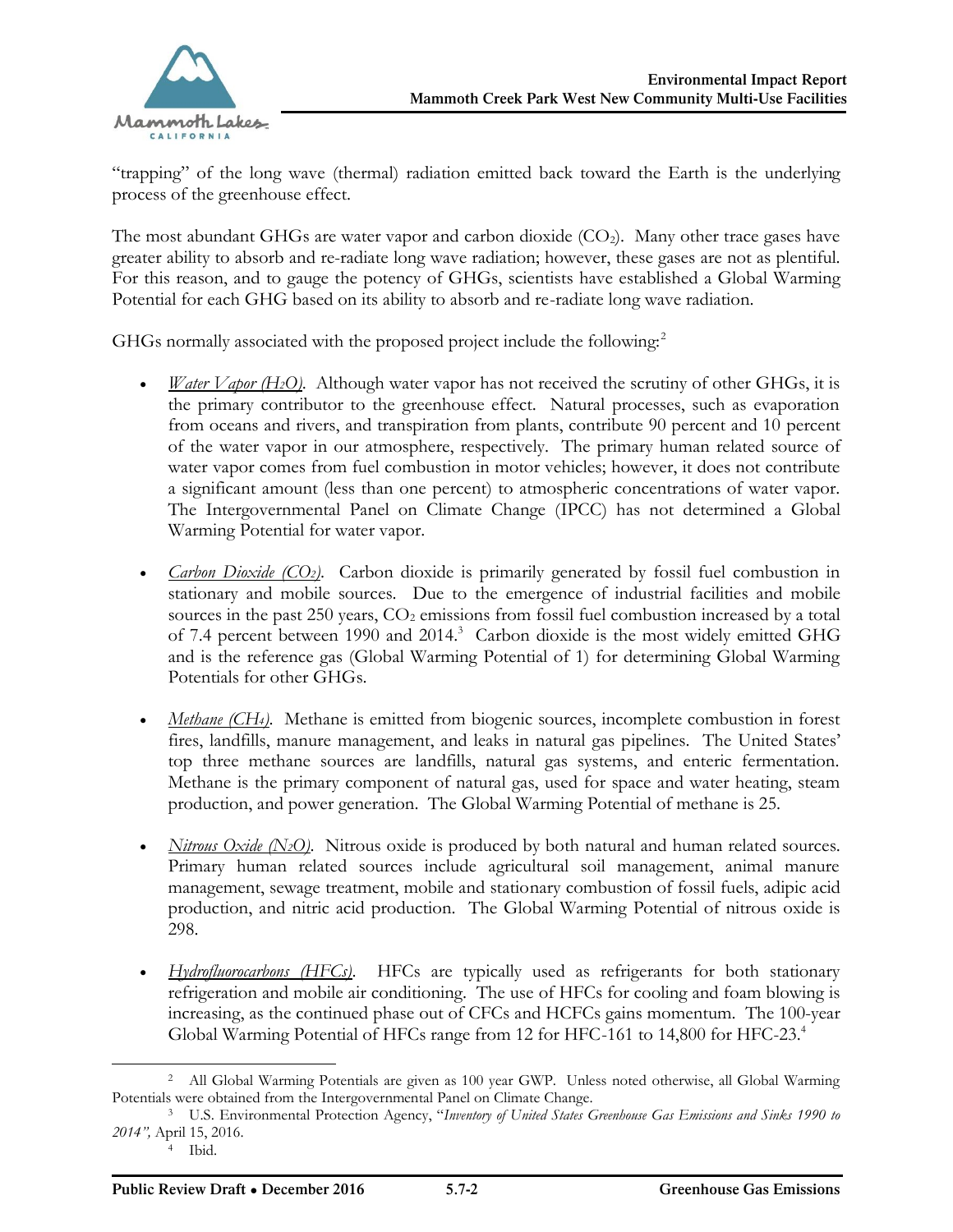"trapping" of the long wave (thermal) radiation emitted back toward the Earth is the underlying process of the greenhouse effect.

The most abundant GHGs are water vapor and carbon dioxide ($CO_2$). Many other trace gases have greater ability to absorb and re-radiate long wave radiation; however, these gases are not as plentiful. For this reason, and to gauge the potency of GHGs, scientists have established a Global Warming Potential for each GHG based on its ability to absorb and re-radiate long wave radiation.

GHGs normally associated with the proposed project include the following:[2]

- *Water Vapor ($H_2O$).* Although water vapor has not received the scrutiny of other GHGs, it is the primary contributor to the greenhouse effect. Natural processes, such as evaporation from oceans and rivers, and transpiration from plants, contribute 90 percent and 10 percent of the water vapor in our atmosphere, respectively. The primary human related source of water vapor comes from fuel combustion in motor vehicles; however, it does not contribute a significant amount (less than one percent) to atmospheric concentrations of water vapor. The Intergovernmental Panel on Climate Change (IPCC) has not determined a Global Warming Potential for water vapor.

- *Carbon Dioxide ($CO_2$).* Carbon dioxide is primarily generated by fossil fuel combustion in stationary and mobile sources. Due to the emergence of industrial facilities and mobile sources in the past 250 years, $CO_2$ emissions from fossil fuel combustion increased by a total of 7.4 percent between 1990 and 2014.[3] Carbon dioxide is the most widely emitted GHG and is the reference gas (Global Warming Potential of 1) for determining Global Warming Potentials for other GHGs.

- *Methane ($CH_4$).* Methane is emitted from biogenic sources, incomplete combustion in forest fires, landfills, manure management, and leaks in natural gas pipelines. The United States' top three methane sources are landfills, natural gas systems, and enteric fermentation. Methane is the primary component of natural gas, used for space and water heating, steam production, and power generation. The Global Warming Potential of methane is 25.

- *Nitrous Oxide ($N_2O$).* Nitrous oxide is produced by both natural and human related sources. Primary human related sources include agricultural soil management, animal manure management, sewage treatment, mobile and stationary combustion of fossil fuels, adipic acid production, and nitric acid production. The Global Warming Potential of nitrous oxide is 298.

- *Hydrofluorocarbons (HFCs).* HFCs are typically used as refrigerants for both stationary refrigeration and mobile air conditioning. The use of HFCs for cooling and foam blowing is increasing, as the continued phase out of CFCs and HCFCs gains momentum. The 100-year Global Warming Potential of HFCs range from 12 for HFC-161 to 14,800 for HFC-23.[4]

---

[2] All Global Warming Potentials are given as 100 year GWP. Unless noted otherwise, all Global Warming Potentials were obtained from the Intergovernmental Panel on Climate Change.

[3] U.S. Environmental Protection Agency, "*Inventory of United States Greenhouse Gas Emissions and Sinks 1990 to 2014",* April 15, 2016.

[4] Ibid.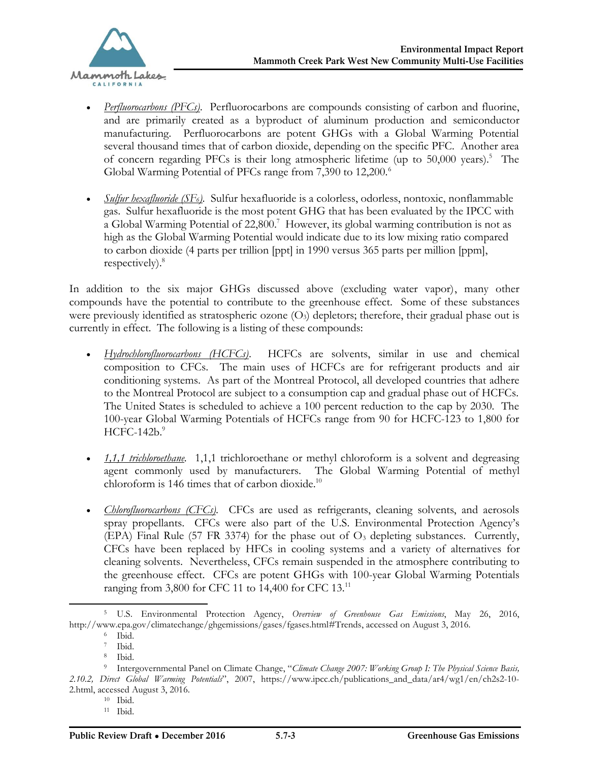- *Perfluorocarbons (PFCs)*. Perfluorocarbons are compounds consisting of carbon and fluorine, and are primarily created as a byproduct of aluminum production and semiconductor manufacturing. Perfluorocarbons are potent GHGs with a Global Warming Potential several thousand times that of carbon dioxide, depending on the specific PFC. Another area of concern regarding PFCs is their long atmospheric lifetime (up to 50,000 years).[5] The Global Warming Potential of PFCs range from 7,390 to 12,200.[6]

- *Sulfur hexafluoride ($SF_6$)*. Sulfur hexafluoride is a colorless, odorless, nontoxic, nonflammable gas. Sulfur hexafluoride is the most potent GHG that has been evaluated by the IPCC with a Global Warming Potential of 22,800.[7] However, its global warming contribution is not as high as the Global Warming Potential would indicate due to its low mixing ratio compared to carbon dioxide (4 parts per trillion [ppt] in 1990 versus 365 parts per million [ppm], respectively).[8]

In addition to the six major GHGs discussed above (excluding water vapor), many other compounds have the potential to contribute to the greenhouse effect. Some of these substances were previously identified as stratospheric ozone ($O_3$) depletors; therefore, their gradual phase out is currently in effect. The following is a listing of these compounds:

- *Hydrochlorofluorocarbons (HCFCs)*. HCFCs are solvents, similar in use and chemical composition to CFCs. The main uses of HCFCs are for refrigerant products and air conditioning systems. As part of the Montreal Protocol, all developed countries that adhere to the Montreal Protocol are subject to a consumption cap and gradual phase out of HCFCs. The United States is scheduled to achieve a 100 percent reduction to the cap by 2030. The 100-year Global Warming Potentials of HCFCs range from 90 for HCFC-123 to 1,800 for HCFC-142b.[9]

- *1,1,1 trichloroethane*. 1,1,1 trichloroethane or methyl chloroform is a solvent and degreasing agent commonly used by manufacturers. The Global Warming Potential of methyl chloroform is 146 times that of carbon dioxide.[10]

- *Chlorofluorocarbons (CFCs)*. CFCs are used as refrigerants, cleaning solvents, and aerosols spray propellants. CFCs were also part of the U.S. Environmental Protection Agency's (EPA) Final Rule (57 FR 3374) for the phase out of $O_3$ depleting substances. Currently, CFCs have been replaced by HFCs in cooling systems and a variety of alternatives for cleaning solvents. Nevertheless, CFCs remain suspended in the atmosphere contributing to the greenhouse effect. CFCs are potent GHGs with 100-year Global Warming Potentials ranging from 3,800 for CFC 11 to 14,400 for CFC 13.[11]

---

[5] U.S. Environmental Protection Agency, *Overview of Greenhouse Gas Emissions*, May 26, 2016, http://www.epa.gov/climatechange/ghgemissions/gases/fgases.html#Trends, accessed on August 3, 2016.

[6] Ibid.

[7] Ibid.

[8] Ibid.

[9] Intergovernmental Panel on Climate Change, "*Climate Change 2007: Working Group I: The Physical Science Basis, 2.10.2, Direct Global Warming Potentials*", 2007, https://www.ipcc.ch/publications_and_data/ar4/wg1/en/ch2s2-10-2.html, accessed August 3, 2016.

[10] Ibid.

[11] Ibid.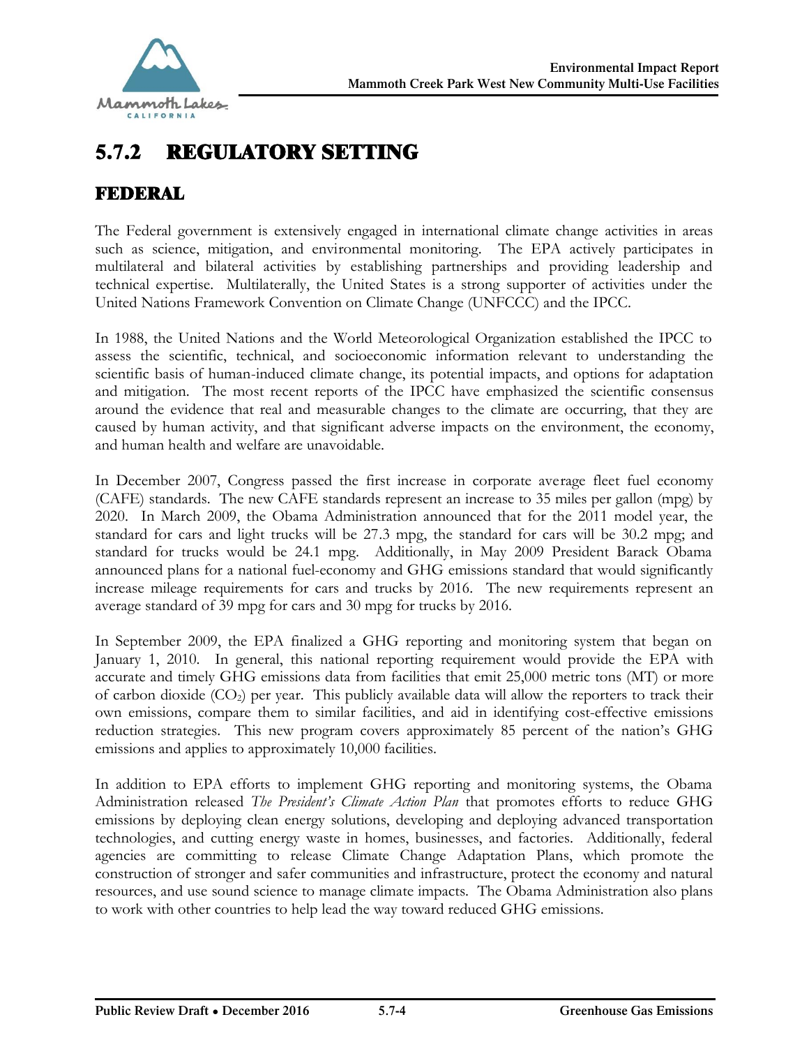## 5.7.2 REGULATORY SETTING

### FEDERAL

The Federal government is extensively engaged in international climate change activities in areas such as science, mitigation, and environmental monitoring. The EPA actively participates in multilateral and bilateral activities by establishing partnerships and providing leadership and technical expertise. Multilaterally, the United States is a strong supporter of activities under the United Nations Framework Convention on Climate Change (UNFCCC) and the IPCC.

In 1988, the United Nations and the World Meteorological Organization established the IPCC to assess the scientific, technical, and socioeconomic information relevant to understanding the scientific basis of human-induced climate change, its potential impacts, and options for adaptation and mitigation. The most recent reports of the IPCC have emphasized the scientific consensus around the evidence that real and measurable changes to the climate are occurring, that they are caused by human activity, and that significant adverse impacts on the environment, the economy, and human health and welfare are unavoidable.

In December 2007, Congress passed the first increase in corporate average fleet fuel economy (CAFE) standards. The new CAFE standards represent an increase to 35 miles per gallon (mpg) by 2020. In March 2009, the Obama Administration announced that for the 2011 model year, the standard for cars and light trucks will be 27.3 mpg, the standard for cars will be 30.2 mpg; and standard for trucks would be 24.1 mpg. Additionally, in May 2009 President Barack Obama announced plans for a national fuel-economy and GHG emissions standard that would significantly increase mileage requirements for cars and trucks by 2016. The new requirements represent an average standard of 39 mpg for cars and 30 mpg for trucks by 2016.

In September 2009, the EPA finalized a GHG reporting and monitoring system that began on January 1, 2010. In general, this national reporting requirement would provide the EPA with accurate and timely GHG emissions data from facilities that emit 25,000 metric tons (MT) or more of carbon dioxide ($CO_2$) per year. This publicly available data will allow the reporters to track their own emissions, compare them to similar facilities, and aid in identifying cost-effective emissions reduction strategies. This new program covers approximately 85 percent of the nation's GHG emissions and applies to approximately 10,000 facilities.

In addition to EPA efforts to implement GHG reporting and monitoring systems, the Obama Administration released *The President's Climate Action Plan* that promotes efforts to reduce GHG emissions by deploying clean energy solutions, developing and deploying advanced transportation technologies, and cutting energy waste in homes, businesses, and factories. Additionally, federal agencies are committing to release Climate Change Adaptation Plans, which promote the construction of stronger and safer communities and infrastructure, protect the economy and natural resources, and use sound science to manage climate impacts. The Obama Administration also plans to work with other countries to help lead the way toward reduced GHG emissions.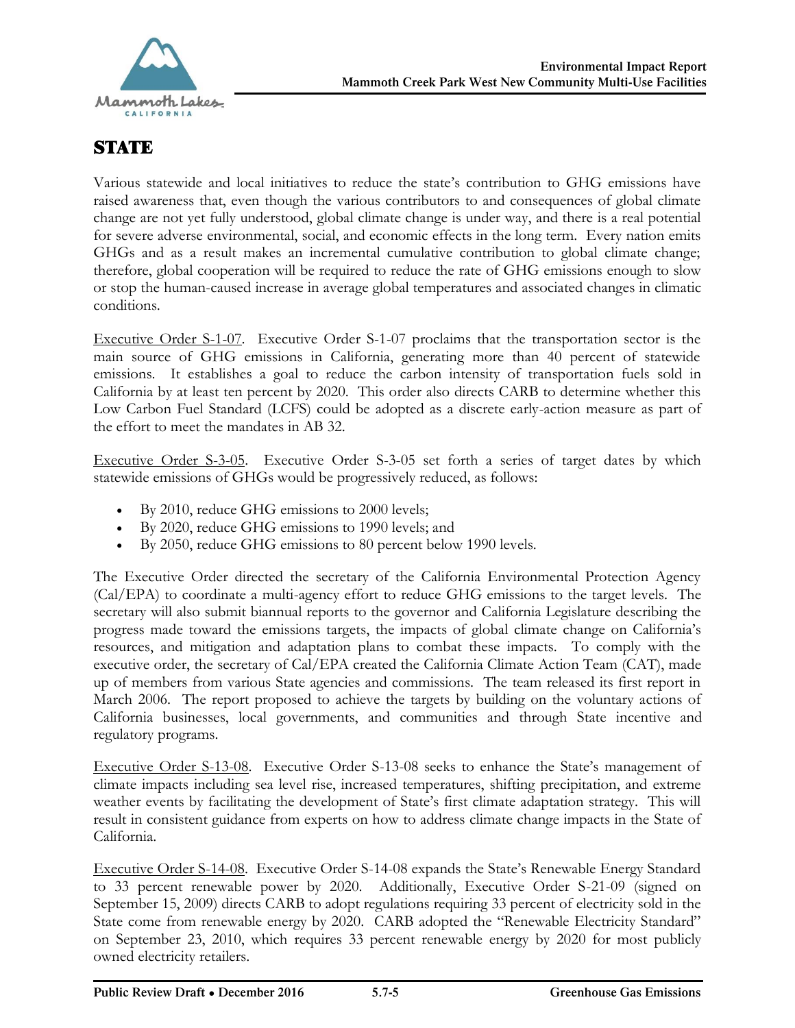## STATE

Various statewide and local initiatives to reduce the state's contribution to GHG emissions have raised awareness that, even though the various contributors to and consequences of global climate change are not yet fully understood, global climate change is under way, and there is a real potential for severe adverse environmental, social, and economic effects in the long term. Every nation emits GHGs and as a result makes an incremental cumulative contribution to global climate change; therefore, global cooperation will be required to reduce the rate of GHG emissions enough to slow or stop the human-caused increase in average global temperatures and associated changes in climatic conditions.

Executive Order S-1-07. Executive Order S-1-07 proclaims that the transportation sector is the main source of GHG emissions in California, generating more than 40 percent of statewide emissions. It establishes a goal to reduce the carbon intensity of transportation fuels sold in California by at least ten percent by 2020. This order also directs CARB to determine whether this Low Carbon Fuel Standard (LCFS) could be adopted as a discrete early-action measure as part of the effort to meet the mandates in AB 32.

Executive Order S-3-05. Executive Order S-3-05 set forth a series of target dates by which statewide emissions of GHGs would be progressively reduced, as follows:

- By 2010, reduce GHG emissions to 2000 levels;
- By 2020, reduce GHG emissions to 1990 levels; and
- By 2050, reduce GHG emissions to 80 percent below 1990 levels.

The Executive Order directed the secretary of the California Environmental Protection Agency (Cal/EPA) to coordinate a multi-agency effort to reduce GHG emissions to the target levels. The secretary will also submit biannual reports to the governor and California Legislature describing the progress made toward the emissions targets, the impacts of global climate change on California's resources, and mitigation and adaptation plans to combat these impacts. To comply with the executive order, the secretary of Cal/EPA created the California Climate Action Team (CAT), made up of members from various State agencies and commissions. The team released its first report in March 2006. The report proposed to achieve the targets by building on the voluntary actions of California businesses, local governments, and communities and through State incentive and regulatory programs.

Executive Order S-13-08. Executive Order S-13-08 seeks to enhance the State's management of climate impacts including sea level rise, increased temperatures, shifting precipitation, and extreme weather events by facilitating the development of State's first climate adaptation strategy. This will result in consistent guidance from experts on how to address climate change impacts in the State of California.

Executive Order S-14-08. Executive Order S-14-08 expands the State's Renewable Energy Standard to 33 percent renewable power by 2020. Additionally, Executive Order S-21-09 (signed on September 15, 2009) directs CARB to adopt regulations requiring 33 percent of electricity sold in the State come from renewable energy by 2020. CARB adopted the "Renewable Electricity Standard" on September 23, 2010, which requires 33 percent renewable energy by 2020 for most publicly owned electricity retailers.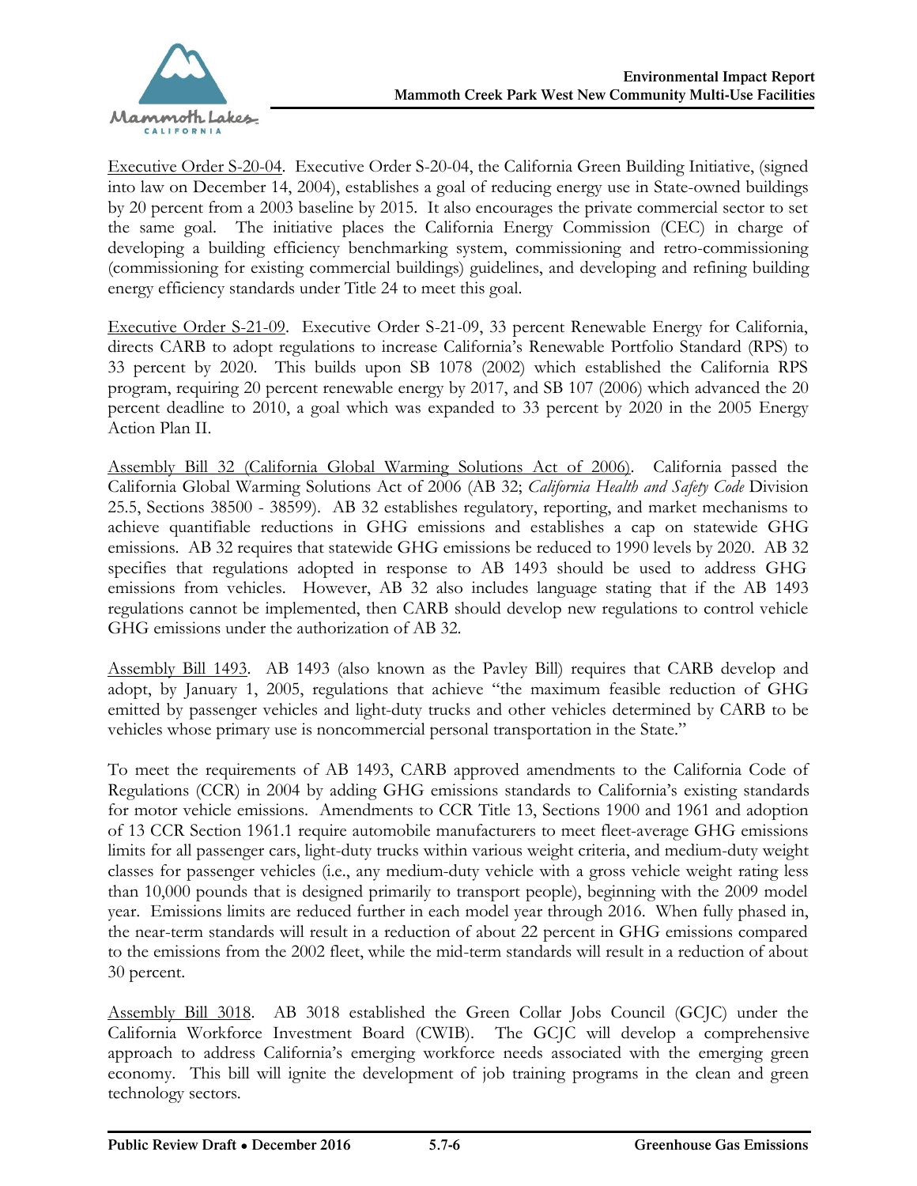Executive Order S-20-04. Executive Order S-20-04, the California Green Building Initiative, (signed into law on December 14, 2004), establishes a goal of reducing energy use in State-owned buildings by 20 percent from a 2003 baseline by 2015. It also encourages the private commercial sector to set the same goal. The initiative places the California Energy Commission (CEC) in charge of developing a building efficiency benchmarking system, commissioning and retro-commissioning (commissioning for existing commercial buildings) guidelines, and developing and refining building energy efficiency standards under Title 24 to meet this goal.

Executive Order S-21-09. Executive Order S-21-09, 33 percent Renewable Energy for California, directs CARB to adopt regulations to increase California's Renewable Portfolio Standard (RPS) to 33 percent by 2020. This builds upon SB 1078 (2002) which established the California RPS program, requiring 20 percent renewable energy by 2017, and SB 107 (2006) which advanced the 20 percent deadline to 2010, a goal which was expanded to 33 percent by 2020 in the 2005 Energy Action Plan II.

Assembly Bill 32 (California Global Warming Solutions Act of 2006). California passed the California Global Warming Solutions Act of 2006 (AB 32; *California Health and Safety Code* Division 25.5, Sections 38500 - 38599). AB 32 establishes regulatory, reporting, and market mechanisms to achieve quantifiable reductions in GHG emissions and establishes a cap on statewide GHG emissions. AB 32 requires that statewide GHG emissions be reduced to 1990 levels by 2020. AB 32 specifies that regulations adopted in response to AB 1493 should be used to address GHG emissions from vehicles. However, AB 32 also includes language stating that if the AB 1493 regulations cannot be implemented, then CARB should develop new regulations to control vehicle GHG emissions under the authorization of AB 32.

Assembly Bill 1493. AB 1493 (also known as the Pavley Bill) requires that CARB develop and adopt, by January 1, 2005, regulations that achieve "the maximum feasible reduction of GHG emitted by passenger vehicles and light-duty trucks and other vehicles determined by CARB to be vehicles whose primary use is noncommercial personal transportation in the State."

To meet the requirements of AB 1493, CARB approved amendments to the California Code of Regulations (CCR) in 2004 by adding GHG emissions standards to California's existing standards for motor vehicle emissions. Amendments to CCR Title 13, Sections 1900 and 1961 and adoption of 13 CCR Section 1961.1 require automobile manufacturers to meet fleet-average GHG emissions limits for all passenger cars, light-duty trucks within various weight criteria, and medium-duty weight classes for passenger vehicles (i.e., any medium-duty vehicle with a gross vehicle weight rating less than 10,000 pounds that is designed primarily to transport people), beginning with the 2009 model year. Emissions limits are reduced further in each model year through 2016. When fully phased in, the near-term standards will result in a reduction of about 22 percent in GHG emissions compared to the emissions from the 2002 fleet, while the mid-term standards will result in a reduction of about 30 percent.

Assembly Bill 3018. AB 3018 established the Green Collar Jobs Council (GCJC) under the California Workforce Investment Board (CWIB). The GCJC will develop a comprehensive approach to address California's emerging workforce needs associated with the emerging green economy. This bill will ignite the development of job training programs in the clean and green technology sectors.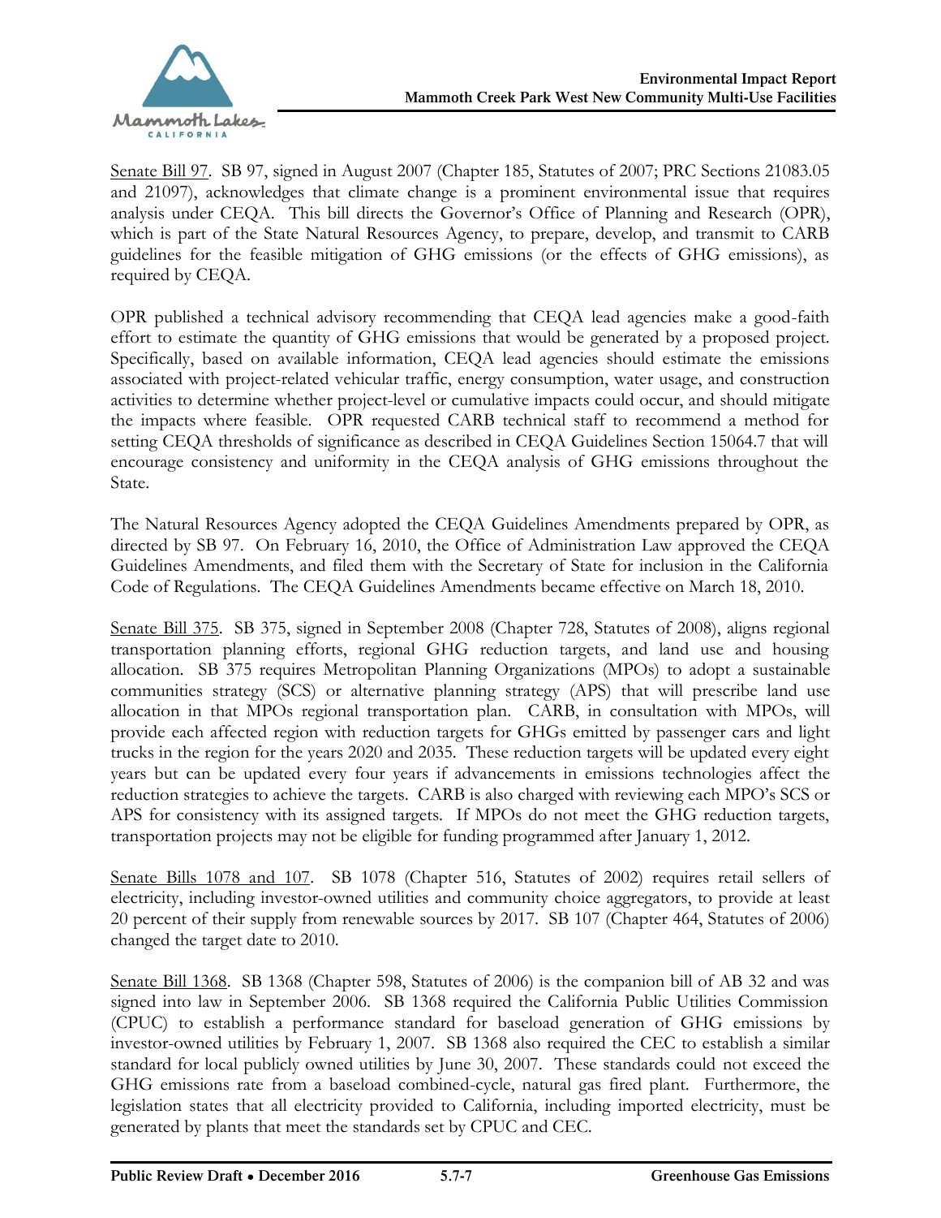Senate Bill 97. SB 97, signed in August 2007 (Chapter 185, Statutes of 2007; PRC Sections 21083.05 and 21097), acknowledges that climate change is a prominent environmental issue that requires analysis under CEQA. This bill directs the Governor's Office of Planning and Research (OPR), which is part of the State Natural Resources Agency, to prepare, develop, and transmit to CARB guidelines for the feasible mitigation of GHG emissions (or the effects of GHG emissions), as required by CEQA.

OPR published a technical advisory recommending that CEQA lead agencies make a good-faith effort to estimate the quantity of GHG emissions that would be generated by a proposed project. Specifically, based on available information, CEQA lead agencies should estimate the emissions associated with project-related vehicular traffic, energy consumption, water usage, and construction activities to determine whether project-level or cumulative impacts could occur, and should mitigate the impacts where feasible. OPR requested CARB technical staff to recommend a method for setting CEQA thresholds of significance as described in CEQA Guidelines Section 15064.7 that will encourage consistency and uniformity in the CEQA analysis of GHG emissions throughout the State.

The Natural Resources Agency adopted the CEQA Guidelines Amendments prepared by OPR, as directed by SB 97. On February 16, 2010, the Office of Administration Law approved the CEQA Guidelines Amendments, and filed them with the Secretary of State for inclusion in the California Code of Regulations. The CEQA Guidelines Amendments became effective on March 18, 2010.

Senate Bill 375. SB 375, signed in September 2008 (Chapter 728, Statutes of 2008), aligns regional transportation planning efforts, regional GHG reduction targets, and land use and housing allocation. SB 375 requires Metropolitan Planning Organizations (MPOs) to adopt a sustainable communities strategy (SCS) or alternative planning strategy (APS) that will prescribe land use allocation in that MPOs regional transportation plan. CARB, in consultation with MPOs, will provide each affected region with reduction targets for GHGs emitted by passenger cars and light trucks in the region for the years 2020 and 2035. These reduction targets will be updated every eight years but can be updated every four years if advancements in emissions technologies affect the reduction strategies to achieve the targets. CARB is also charged with reviewing each MPO's SCS or APS for consistency with its assigned targets. If MPOs do not meet the GHG reduction targets, transportation projects may not be eligible for funding programmed after January 1, 2012.

Senate Bills 1078 and 107. SB 1078 (Chapter 516, Statutes of 2002) requires retail sellers of electricity, including investor-owned utilities and community choice aggregators, to provide at least 20 percent of their supply from renewable sources by 2017. SB 107 (Chapter 464, Statutes of 2006) changed the target date to 2010.

Senate Bill 1368. SB 1368 (Chapter 598, Statutes of 2006) is the companion bill of AB 32 and was signed into law in September 2006. SB 1368 required the California Public Utilities Commission (CPUC) to establish a performance standard for baseload generation of GHG emissions by investor-owned utilities by February 1, 2007. SB 1368 also required the CEC to establish a similar standard for local publicly owned utilities by June 30, 2007. These standards could not exceed the GHG emissions rate from a baseload combined-cycle, natural gas fired plant. Furthermore, the legislation states that all electricity provided to California, including imported electricity, must be generated by plants that meet the standards set by CPUC and CEC.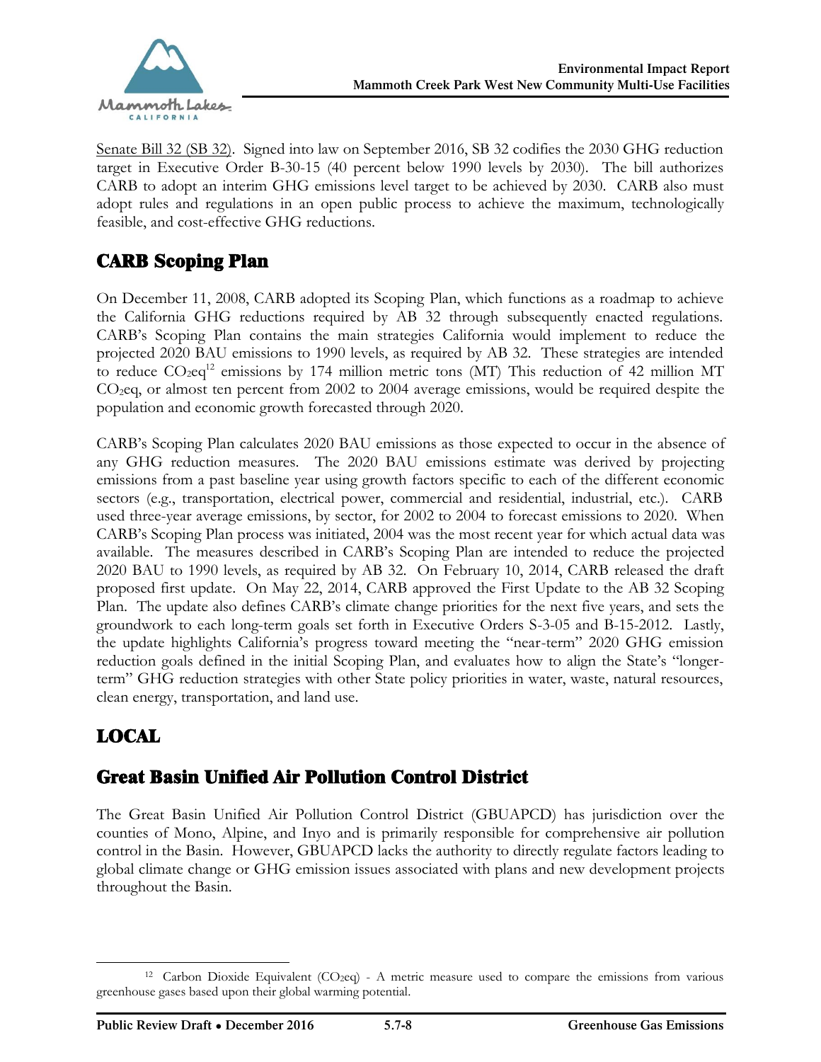Senate Bill 32 (SB 32). Signed into law on September 2016, SB 32 codifies the 2030 GHG reduction target in Executive Order B-30-15 (40 percent below 1990 levels by 2030). The bill authorizes CARB to adopt an interim GHG emissions level target to be achieved by 2030. CARB also must adopt rules and regulations in an open public process to achieve the maximum, technologically feasible, and cost-effective GHG reductions.

## CARB Scoping Plan

On December 11, 2008, CARB adopted its Scoping Plan, which functions as a roadmap to achieve the California GHG reductions required by AB 32 through subsequently enacted regulations. CARB's Scoping Plan contains the main strategies California would implement to reduce the projected 2020 BAU emissions to 1990 levels, as required by AB 32. These strategies are intended to reduce $CO_2eq$[12] emissions by 174 million metric tons (MT) This reduction of 42 million MT $CO_2eq$, or almost ten percent from 2002 to 2004 average emissions, would be required despite the population and economic growth forecasted through 2020.

CARB's Scoping Plan calculates 2020 BAU emissions as those expected to occur in the absence of any GHG reduction measures. The 2020 BAU emissions estimate was derived by projecting emissions from a past baseline year using growth factors specific to each of the different economic sectors (e.g., transportation, electrical power, commercial and residential, industrial, etc.). CARB used three-year average emissions, by sector, for 2002 to 2004 to forecast emissions to 2020. When CARB's Scoping Plan process was initiated, 2004 was the most recent year for which actual data was available. The measures described in CARB's Scoping Plan are intended to reduce the projected 2020 BAU to 1990 levels, as required by AB 32. On February 10, 2014, CARB released the draft proposed first update. On May 22, 2014, CARB approved the First Update to the AB 32 Scoping Plan. The update also defines CARB's climate change priorities for the next five years, and sets the groundwork to each long-term goals set forth in Executive Orders S-3-05 and B-15-2012. Lastly, the update highlights California's progress toward meeting the "near-term" 2020 GHG emission reduction goals defined in the initial Scoping Plan, and evaluates how to align the State's "longer-term" GHG reduction strategies with other State policy priorities in water, waste, natural resources, clean energy, transportation, and land use.

# LOCAL

## Great Basin Unified Air Pollution Control District

The Great Basin Unified Air Pollution Control District (GBUAPCD) has jurisdiction over the counties of Mono, Alpine, and Inyo and is primarily responsible for comprehensive air pollution control in the Basin. However, GBUAPCD lacks the authority to directly regulate factors leading to global climate change or GHG emission issues associated with plans and new development projects throughout the Basin.

---

[12] Carbon Dioxide Equivalent ($CO_2eq$) - A metric measure used to compare the emissions from various greenhouse gases based upon their global warming potential.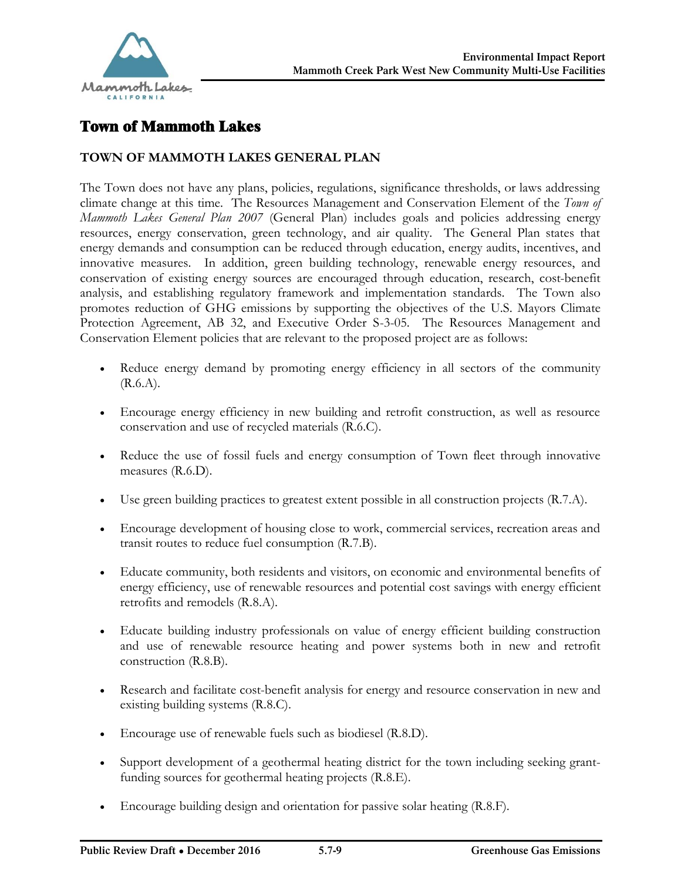## Town of Mammoth Lakes

### TOWN OF MAMMOTH LAKES GENERAL PLAN

The Town does not have any plans, policies, regulations, significance thresholds, or laws addressing climate change at this time. The Resources Management and Conservation Element of the *Town of Mammoth Lakes General Plan 2007* (General Plan) includes goals and policies addressing energy resources, energy conservation, green technology, and air quality. The General Plan states that energy demands and consumption can be reduced through education, energy audits, incentives, and innovative measures. In addition, green building technology, renewable energy resources, and conservation of existing energy sources are encouraged through education, research, cost-benefit analysis, and establishing regulatory framework and implementation standards. The Town also promotes reduction of GHG emissions by supporting the objectives of the U.S. Mayors Climate Protection Agreement, AB 32, and Executive Order S-3-05. The Resources Management and Conservation Element policies that are relevant to the proposed project are as follows:

- Reduce energy demand by promoting energy efficiency in all sectors of the community (R.6.A).
- Encourage energy efficiency in new building and retrofit construction, as well as resource conservation and use of recycled materials (R.6.C).
- Reduce the use of fossil fuels and energy consumption of Town fleet through innovative measures (R.6.D).
- Use green building practices to greatest extent possible in all construction projects (R.7.A).
- Encourage development of housing close to work, commercial services, recreation areas and transit routes to reduce fuel consumption (R.7.B).
- Educate community, both residents and visitors, on economic and environmental benefits of energy efficiency, use of renewable resources and potential cost savings with energy efficient retrofits and remodels (R.8.A).
- Educate building industry professionals on value of energy efficient building construction and use of renewable resource heating and power systems both in new and retrofit construction (R.8.B).
- Research and facilitate cost-benefit analysis for energy and resource conservation in new and existing building systems (R.8.C).
- Encourage use of renewable fuels such as biodiesel (R.8.D).
- Support development of a geothermal heating district for the town including seeking grant-funding sources for geothermal heating projects (R.8.E).
- Encourage building design and orientation for passive solar heating (R.8.F).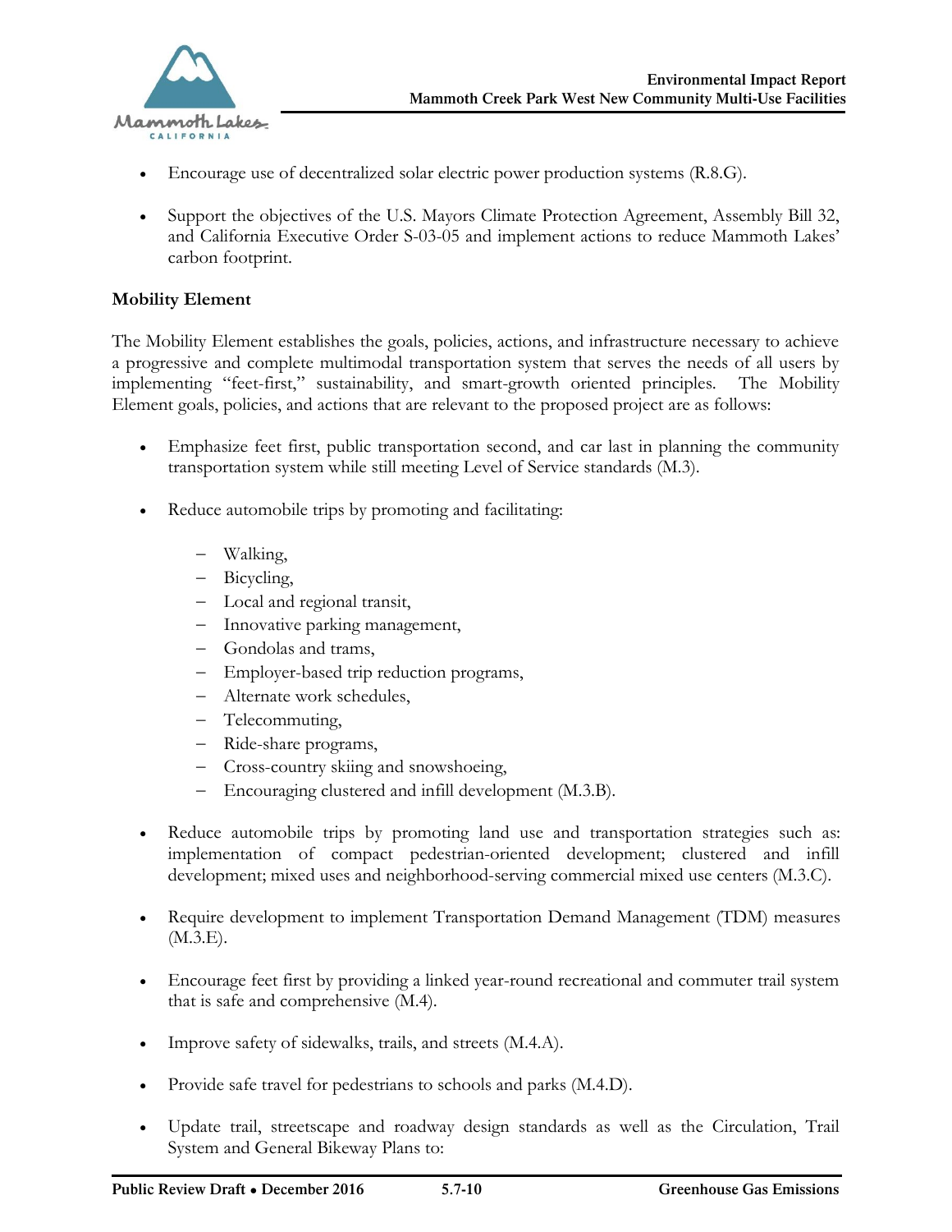- Encourage use of decentralized solar electric power production systems (R.8.G).

- Support the objectives of the U.S. Mayors Climate Protection Agreement, Assembly Bill 32, and California Executive Order S-03-05 and implement actions to reduce Mammoth Lakes' carbon footprint.

**Mobility Element**

The Mobility Element establishes the goals, policies, actions, and infrastructure necessary to achieve a progressive and complete multimodal transportation system that serves the needs of all users by implementing "feet-first," sustainability, and smart-growth oriented principles. The Mobility Element goals, policies, and actions that are relevant to the proposed project are as follows:

- Emphasize feet first, public transportation second, and car last in planning the community transportation system while still meeting Level of Service standards (M.3).

- Reduce automobile trips by promoting and facilitating:
  - Walking,
  - Bicycling,
  - Local and regional transit,
  - Innovative parking management,
  - Gondolas and trams,
  - Employer-based trip reduction programs,
  - Alternate work schedules,
  - Telecommuting,
  - Ride-share programs,
  - Cross-country skiing and snowshoeing,
  - Encouraging clustered and infill development (M.3.B).

- Reduce automobile trips by promoting land use and transportation strategies such as: implementation of compact pedestrian-oriented development; clustered and infill development; mixed uses and neighborhood-serving commercial mixed use centers (M.3.C).

- Require development to implement Transportation Demand Management (TDM) measures (M.3.E).

- Encourage feet first by providing a linked year-round recreational and commuter trail system that is safe and comprehensive (M.4).

- Improve safety of sidewalks, trails, and streets (M.4.A).

- Provide safe travel for pedestrians to schools and parks (M.4.D).

- Update trail, streetscape and roadway design standards as well as the Circulation, Trail System and General Bikeway Plans to: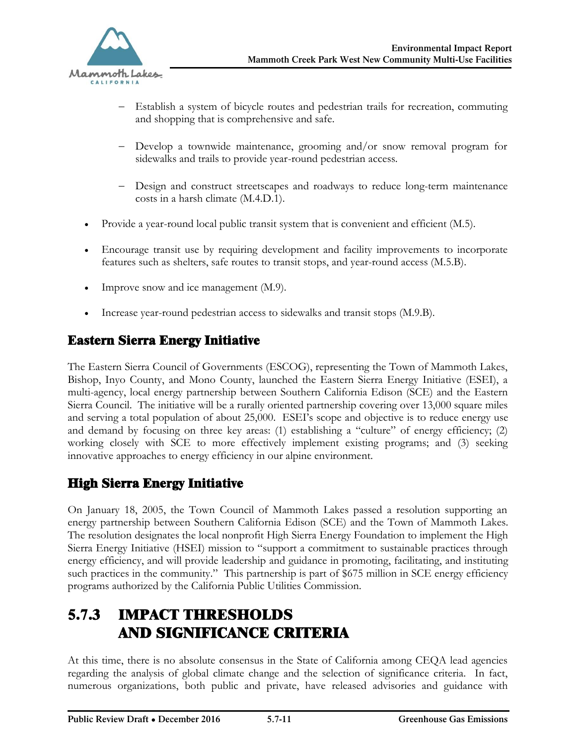- Establish a system of bicycle routes and pedestrian trails for recreation, commuting and shopping that is comprehensive and safe.

   - Develop a townwide maintenance, grooming and/or snow removal program for sidewalks and trails to provide year-round pedestrian access.

   - Design and construct streetscapes and roadways to reduce long-term maintenance costs in a harsh climate (M.4.D.1).

- Provide a year-round local public transit system that is convenient and efficient (M.5).

- Encourage transit use by requiring development and facility improvements to incorporate features such as shelters, safe routes to transit stops, and year-round access (M.5.B).

- Improve snow and ice management (M.9).

- Increase year-round pedestrian access to sidewalks and transit stops (M.9.B).

## Eastern Sierra Energy Initiative

The Eastern Sierra Council of Governments (ESCOG), representing the Town of Mammoth Lakes, Bishop, Inyo County, and Mono County, launched the Eastern Sierra Energy Initiative (ESEI), a multi-agency, local energy partnership between Southern California Edison (SCE) and the Eastern Sierra Council. The initiative will be a rurally oriented partnership covering over 13,000 square miles and serving a total population of about 25,000. ESEI's scope and objective is to reduce energy use and demand by focusing on three key areas: (1) establishing a "culture" of energy efficiency; (2) working closely with SCE to more effectively implement existing programs; and (3) seeking innovative approaches to energy efficiency in our alpine environment.

## High Sierra Energy Initiative

On January 18, 2005, the Town Council of Mammoth Lakes passed a resolution supporting an energy partnership between Southern California Edison (SCE) and the Town of Mammoth Lakes. The resolution designates the local nonprofit High Sierra Energy Foundation to implement the High Sierra Energy Initiative (HSEI) mission to "support a commitment to sustainable practices through energy efficiency, and will provide leadership and guidance in promoting, facilitating, and instituting such practices in the community." This partnership is part of $675 million in SCE energy efficiency programs authorized by the California Public Utilities Commission.

# 5.7.3 IMPACT THRESHOLDS AND SIGNIFICANCE CRITERIA

At this time, there is no absolute consensus in the State of California among CEQA lead agencies regarding the analysis of global climate change and the selection of significance criteria. In fact, numerous organizations, both public and private, have released advisories and guidance with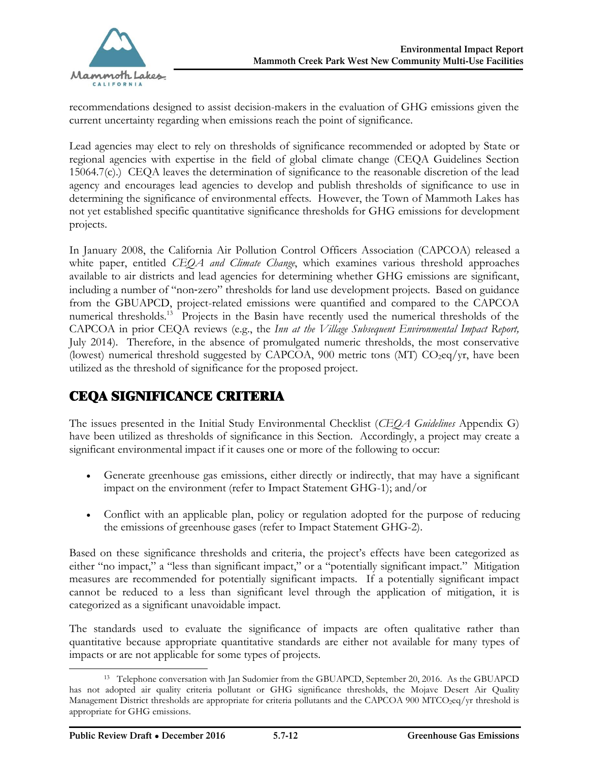recommendations designed to assist decision-makers in the evaluation of GHG emissions given the current uncertainty regarding when emissions reach the point of significance.

Lead agencies may elect to rely on thresholds of significance recommended or adopted by State or regional agencies with expertise in the field of global climate change (CEQA Guidelines Section 15064.7(c).) CEQA leaves the determination of significance to the reasonable discretion of the lead agency and encourages lead agencies to develop and publish thresholds of significance to use in determining the significance of environmental effects. However, the Town of Mammoth Lakes has not yet established specific quantitative significance thresholds for GHG emissions for development projects.

In January 2008, the California Air Pollution Control Officers Association (CAPCOA) released a white paper, entitled *CEQA and Climate Change*, which examines various threshold approaches available to air districts and lead agencies for determining whether GHG emissions are significant, including a number of "non-zero" thresholds for land use development projects. Based on guidance from the GBUAPCD, project-related emissions were quantified and compared to the CAPCOA numerical thresholds.[13] Projects in the Basin have recently used the numerical thresholds of the CAPCOA in prior CEQA reviews (e.g., the *Inn at the Village Subsequent Environmental Impact Report,* July 2014). Therefore, in the absence of promulgated numeric thresholds, the most conservative (lowest) numerical threshold suggested by CAPCOA, 900 metric tons (MT) $CO_2eq$/yr, have been utilized as the threshold of significance for the proposed project.

## CEQA SIGNIFICANCE CRITERIA

The issues presented in the Initial Study Environmental Checklist (*CEQA Guidelines* Appendix G) have been utilized as thresholds of significance in this Section. Accordingly, a project may create a significant environmental impact if it causes one or more of the following to occur:

- Generate greenhouse gas emissions, either directly or indirectly, that may have a significant impact on the environment (refer to Impact Statement GHG-1); and/or
- Conflict with an applicable plan, policy or regulation adopted for the purpose of reducing the emissions of greenhouse gases (refer to Impact Statement GHG-2).

Based on these significance thresholds and criteria, the project's effects have been categorized as either "no impact," a "less than significant impact," or a "potentially significant impact." Mitigation measures are recommended for potentially significant impacts. If a potentially significant impact cannot be reduced to a less than significant level through the application of mitigation, it is categorized as a significant unavoidable impact.

The standards used to evaluate the significance of impacts are often qualitative rather than quantitative because appropriate quantitative standards are either not available for many types of impacts or are not applicable for some types of projects.

[13] Telephone conversation with Jan Sudomier from the GBUAPCD, September 20, 2016. As the GBUAPCD has not adopted air quality criteria pollutant or GHG significance thresholds, the Mojave Desert Air Quality Management District thresholds are appropriate for criteria pollutants and the CAPCOA 900 $MTCO_2eq$/yr threshold is appropriate for GHG emissions.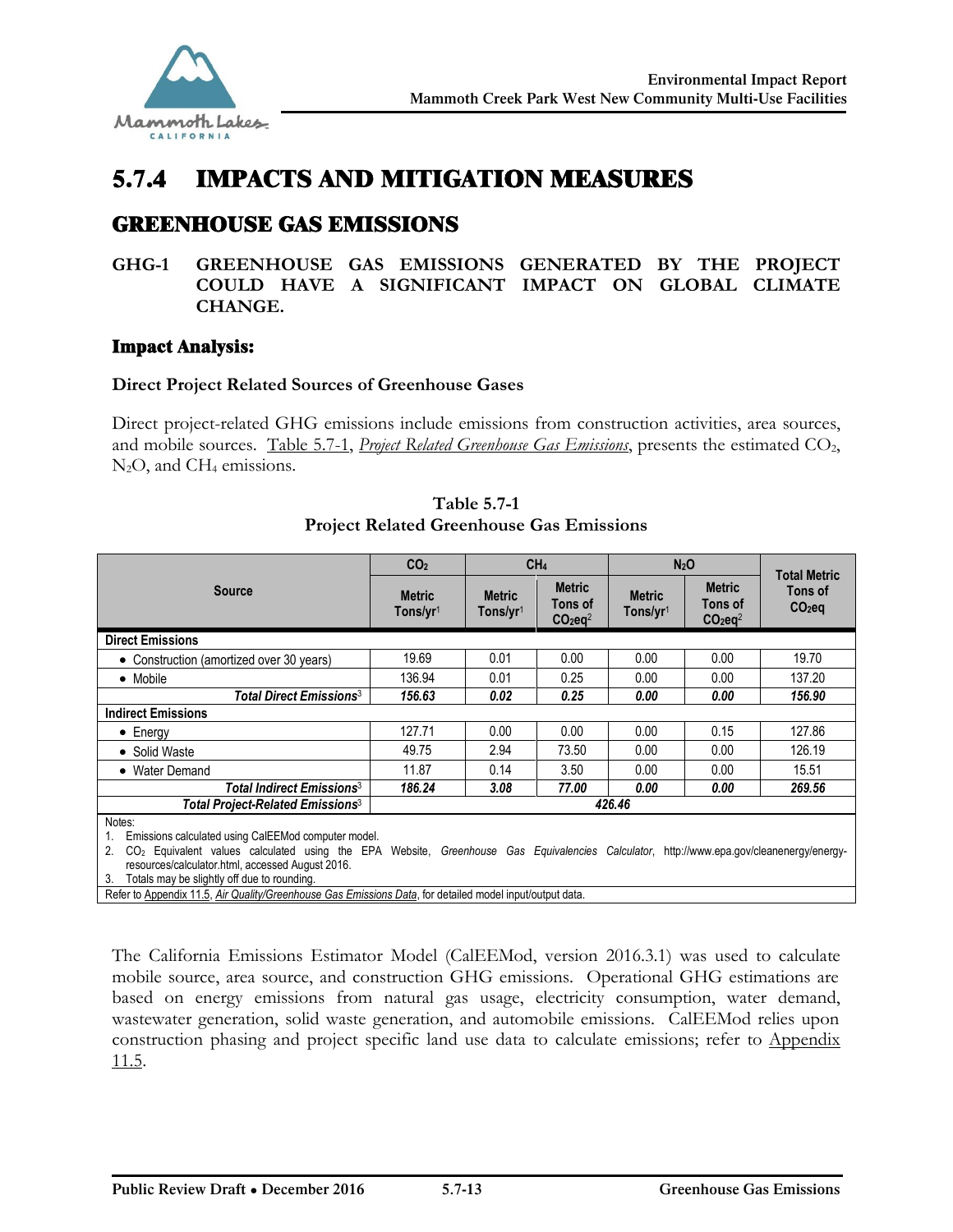## 5.7.4 IMPACTS AND MITIGATION MEASURES

### GREENHOUSE GAS EMISSIONS

**GHG-1 GREENHOUSE GAS EMISSIONS GENERATED BY THE PROJECT COULD HAVE A SIGNIFICANT IMPACT ON GLOBAL CLIMATE CHANGE.**

#### Impact Analysis:

**Direct Project Related Sources of Greenhouse Gases**

Direct project-related GHG emissions include emissions from construction activities, area sources, and mobile sources. Table 5.7-1, *Project Related Greenhouse Gas Emissions*, presents the estimated $CO_2$, $N_2O$, and $CH_4$ emissions.

**Table 5.7-1**
**Project Related Greenhouse Gas Emissions**

| Source | $CO_2$ | $CH_4$ | | $N_2O$ | | Total Metric Tons of $CO_2eq$ |
|---|---|---|---|---|---|---|
| | Metric Tons/yr[1] | Metric Tons/yr[1] | Metric Tons of $CO_2eq$[2] | Metric Tons/yr[1] | Metric Tons of $CO_2eq$[2] | |
| **Direct Emissions** | | | | | | |
| • Construction (amortized over 30 years) | 19.69 | 0.01 | 0.00 | 0.00 | 0.00 | 19.70 |
| • Mobile | 136.94 | 0.01 | 0.25 | 0.00 | 0.00 | 137.20 |
| ***Total Direct Emissions***[3] | ***156.63*** | ***0.02*** | ***0.25*** | ***0.00*** | ***0.00*** | ***156.90*** |
| **Indirect Emissions** | | | | | | |
| • Energy | 127.71 | 0.00 | 0.00 | 0.00 | 0.15 | 127.86 |
| • Solid Waste | 49.75 | 2.94 | 73.50 | 0.00 | 0.00 | 126.19 |
| • Water Demand | 11.87 | 0.14 | 3.50 | 0.00 | 0.00 | 15.51 |
| ***Total Indirect Emissions***[3] | ***186.24*** | ***3.08*** | ***77.00*** | ***0.00*** | ***0.00*** | ***269.56*** |
| ***Total Project-Related Emissions***[3] | ***426.46*** | | | | | |

Notes:
1. Emissions calculated using CalEEMod computer model.
2. $CO_2$ Equivalent values calculated using the EPA Website, *Greenhouse Gas Equivalencies Calculator*, http://www.epa.gov/cleanenergy/energy-resources/calculator.html, accessed August 2016.
3. Totals may be slightly off due to rounding.

Refer to Appendix 11.5, *Air Quality/Greenhouse Gas Emissions Data*, for detailed model input/output data.

The California Emissions Estimator Model (CalEEMod, version 2016.3.1) was used to calculate mobile source, area source, and construction GHG emissions. Operational GHG estimations are based on energy emissions from natural gas usage, electricity consumption, water demand, wastewater generation, solid waste generation, and automobile emissions. CalEEMod relies upon construction phasing and project specific land use data to calculate emissions; refer to Appendix 11.5.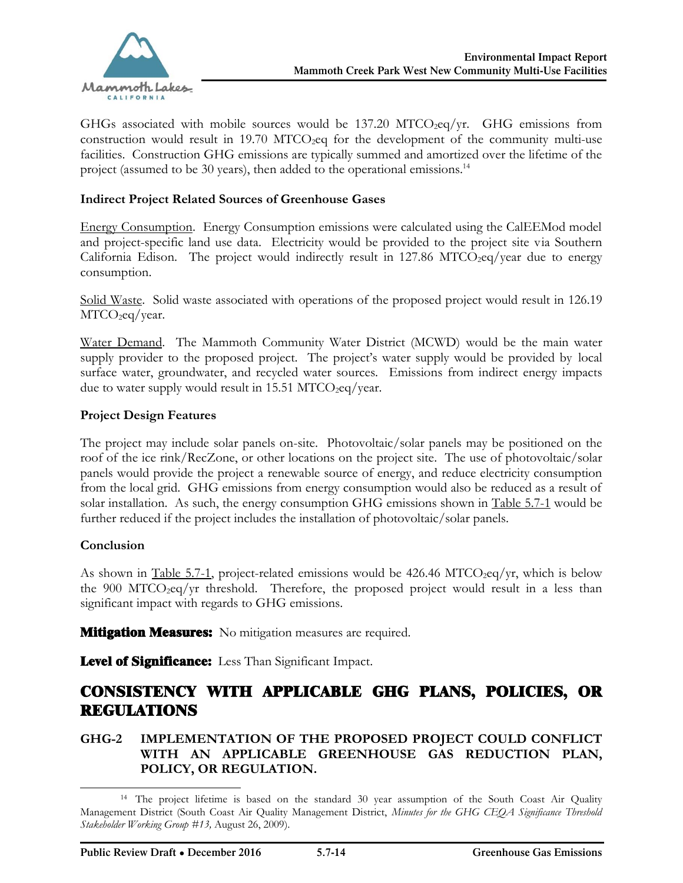GHGs associated with mobile sources would be 137.20 $MTCO_2eq$/yr. GHG emissions from construction would result in 19.70 $MTCO_2eq$ for the development of the community multi-use facilities. Construction GHG emissions are typically summed and amortized over the lifetime of the project (assumed to be 30 years), then added to the operational emissions.[14]

**Indirect Project Related Sources of Greenhouse Gases**

Energy Consumption. Energy Consumption emissions were calculated using the CalEEMod model and project-specific land use data. Electricity would be provided to the project site via Southern California Edison. The project would indirectly result in 127.86 $MTCO_2eq$/year due to energy consumption.

Solid Waste. Solid waste associated with operations of the proposed project would result in 126.19 $MTCO_2eq$/year.

Water Demand. The Mammoth Community Water District (MCWD) would be the main water supply provider to the proposed project. The project's water supply would be provided by local surface water, groundwater, and recycled water sources. Emissions from indirect energy impacts due to water supply would result in 15.51 $MTCO_2eq$/year.

**Project Design Features**

The project may include solar panels on-site. Photovoltaic/solar panels may be positioned on the roof of the ice rink/RecZone, or other locations on the project site. The use of photovoltaic/solar panels would provide the project a renewable source of energy, and reduce electricity consumption from the local grid. GHG emissions from energy consumption would also be reduced as a result of solar installation. As such, the energy consumption GHG emissions shown in Table 5.7-1 would be further reduced if the project includes the installation of photovoltaic/solar panels.

**Conclusion**

As shown in Table 5.7-1, project-related emissions would be 426.46 $MTCO_2eq$/yr, which is below the 900 $MTCO_2eq$/yr threshold. Therefore, the proposed project would result in a less than significant impact with regards to GHG emissions.

**Mitigation Measures:** No mitigation measures are required.

**Level of Significance:** Less Than Significant Impact.

## CONSISTENCY WITH APPLICABLE GHG PLANS, POLICIES, OR REGULATIONS

### GHG-2 IMPLEMENTATION OF THE PROPOSED PROJECT COULD CONFLICT WITH AN APPLICABLE GREENHOUSE GAS REDUCTION PLAN, POLICY, OR REGULATION.

---

[14] The project lifetime is based on the standard 30 year assumption of the South Coast Air Quality Management District (South Coast Air Quality Management District, *Minutes for the GHG CEQA Significance Threshold Stakeholder Working Group #13,* August 26, 2009).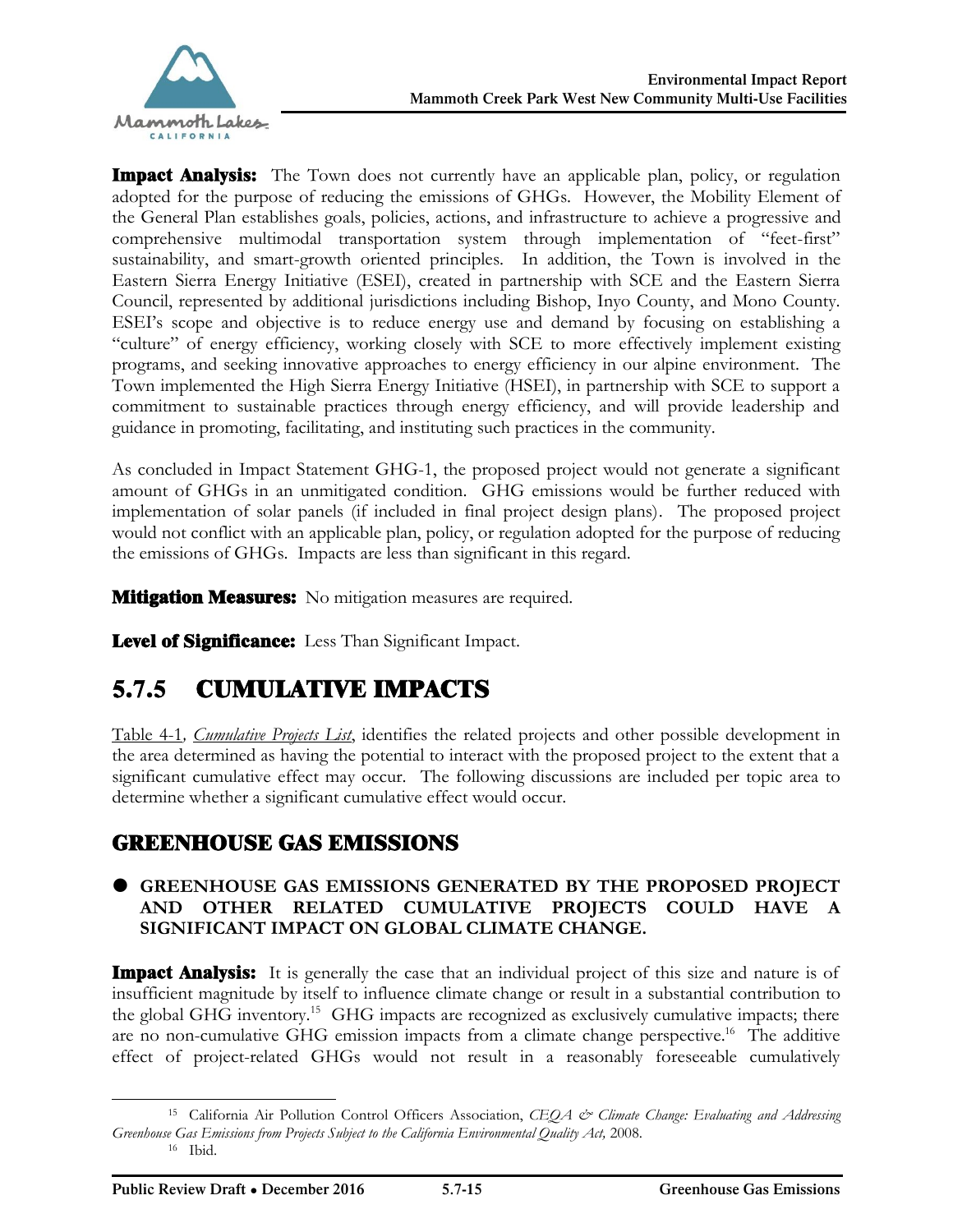**Impact Analysis:** The Town does not currently have an applicable plan, policy, or regulation adopted for the purpose of reducing the emissions of GHGs. However, the Mobility Element of the General Plan establishes goals, policies, actions, and infrastructure to achieve a progressive and comprehensive multimodal transportation system through implementation of "feet-first" sustainability, and smart-growth oriented principles. In addition, the Town is involved in the Eastern Sierra Energy Initiative (ESEI), created in partnership with SCE and the Eastern Sierra Council, represented by additional jurisdictions including Bishop, Inyo County, and Mono County. ESEI's scope and objective is to reduce energy use and demand by focusing on establishing a "culture" of energy efficiency, working closely with SCE to more effectively implement existing programs, and seeking innovative approaches to energy efficiency in our alpine environment. The Town implemented the High Sierra Energy Initiative (HSEI), in partnership with SCE to support a commitment to sustainable practices through energy efficiency, and will provide leadership and guidance in promoting, facilitating, and instituting such practices in the community.

As concluded in Impact Statement GHG-1, the proposed project would not generate a significant amount of GHGs in an unmitigated condition. GHG emissions would be further reduced with implementation of solar panels (if included in final project design plans). The proposed project would not conflict with an applicable plan, policy, or regulation adopted for the purpose of reducing the emissions of GHGs. Impacts are less than significant in this regard.

**Mitigation Measures:** No mitigation measures are required.

**Level of Significance:** Less Than Significant Impact.

## 5.7.5 CUMULATIVE IMPACTS

Table 4-1, *Cumulative Projects List*, identifies the related projects and other possible development in the area determined as having the potential to interact with the proposed project to the extent that a significant cumulative effect may occur. The following discussions are included per topic area to determine whether a significant cumulative effect would occur.

### GREENHOUSE GAS EMISSIONS

- **GREENHOUSE GAS EMISSIONS GENERATED BY THE PROPOSED PROJECT AND OTHER RELATED CUMULATIVE PROJECTS COULD HAVE A SIGNIFICANT IMPACT ON GLOBAL CLIMATE CHANGE.**

**Impact Analysis:** It is generally the case that an individual project of this size and nature is of insufficient magnitude by itself to influence climate change or result in a substantial contribution to the global GHG inventory.[15] GHG impacts are recognized as exclusively cumulative impacts; there are no non-cumulative GHG emission impacts from a climate change perspective.[16] The additive effect of project-related GHGs would not result in a reasonably foreseeable cumulatively

---

[15] California Air Pollution Control Officers Association, *CEQA & Climate Change: Evaluating and Addressing Greenhouse Gas Emissions from Projects Subject to the California Environmental Quality Act,* 2008.

[16] Ibid.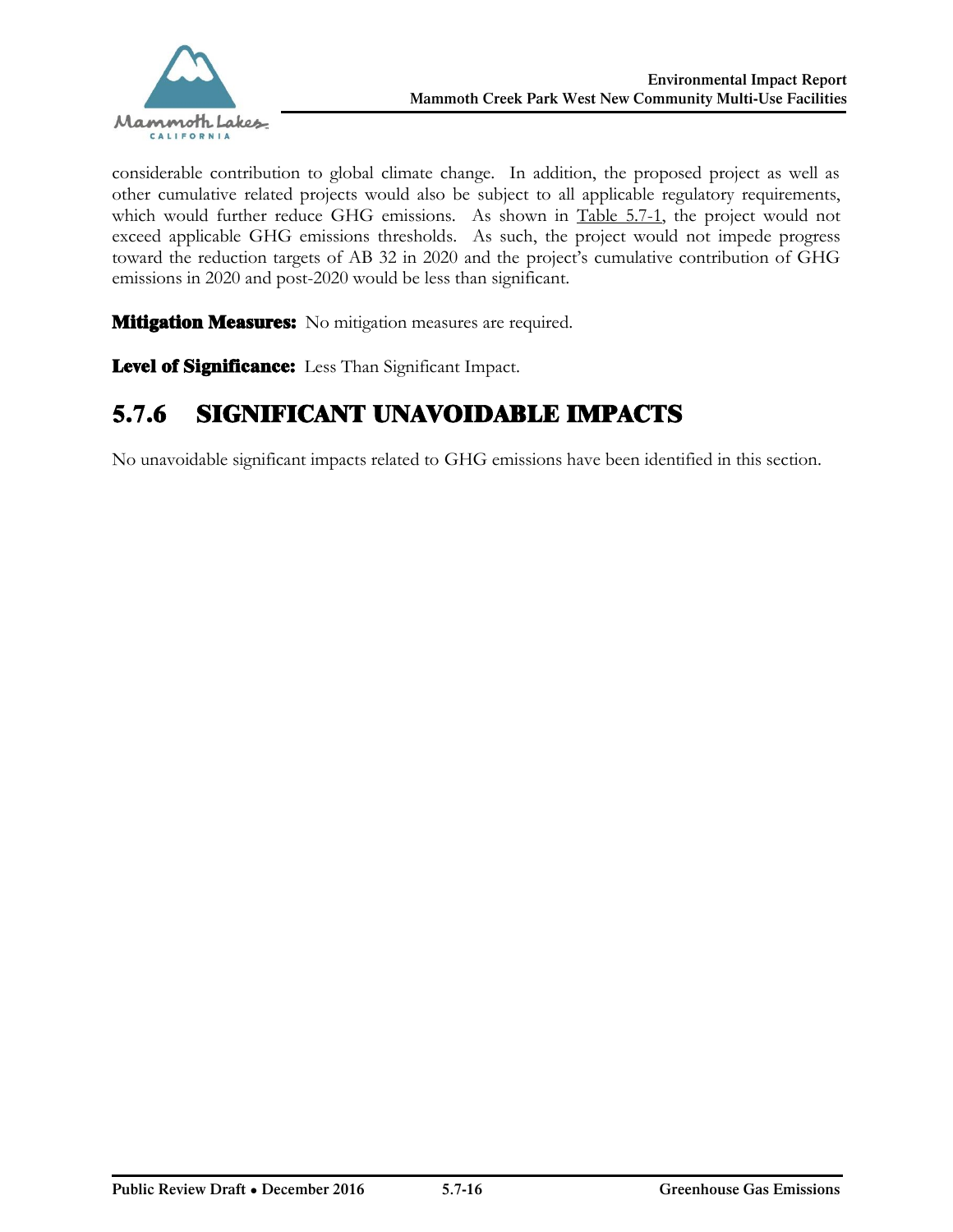considerable contribution to global climate change. In addition, the proposed project as well as other cumulative related projects would also be subject to all applicable regulatory requirements, which would further reduce GHG emissions. As shown in Table 5.7-1, the project would not exceed applicable GHG emissions thresholds. As such, the project would not impede progress toward the reduction targets of AB 32 in 2020 and the project's cumulative contribution of GHG emissions in 2020 and post-2020 would be less than significant.

**Mitigation Measures:** No mitigation measures are required.

**Level of Significance:** Less Than Significant Impact.

## 5.7.6 SIGNIFICANT UNAVOIDABLE IMPACTS

No unavoidable significant impacts related to GHG emissions have been identified in this section.